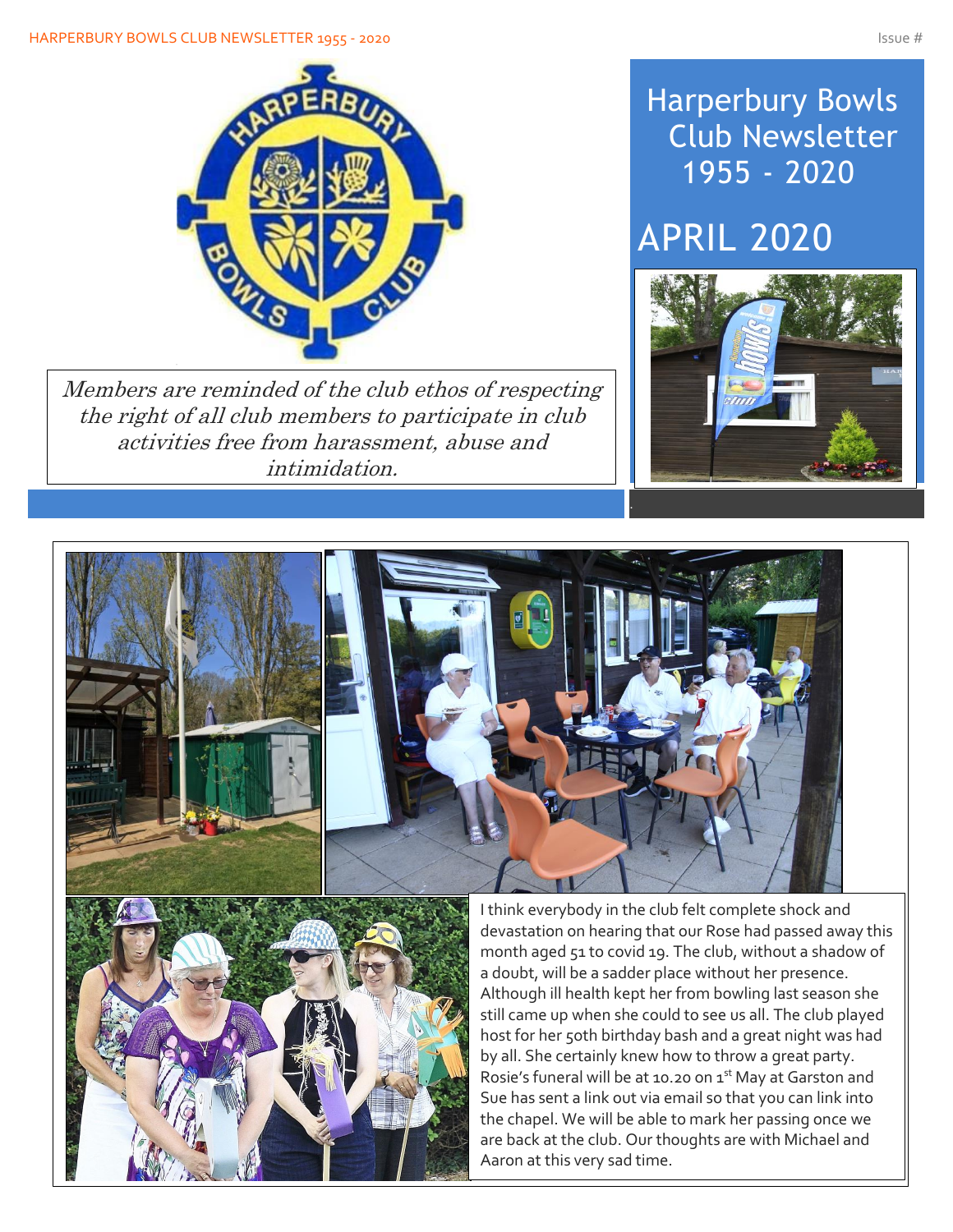# Harperbury Bowls Club Newsletter 1955 - 2020

## APRIL 2020

*Members are reminded of the club ethos of respecting the right of all club members to participate in club activities free from harassment, abuse and intimidation.*

I think everybody in the club felt complete shock and devastation on hearing that our Rose had passed away this month aged 51 to covid 19. The club, without a shadow of a doubt, will be a sadder place without her presence. Although ill health kept her from bowling last season she still came up when she could to see us all. The club played host for her 50th birthday bash and a great night was had by all. She certainly knew how to throw a great party. Rosie's funeral will be at 10.20 on 1st May at Garston and Sue has sent a link out via email so that you can link into the chapel. We will be able to mark her passing once we are back at the club. Our thoughts are with Michael and Aaron at this very sad time.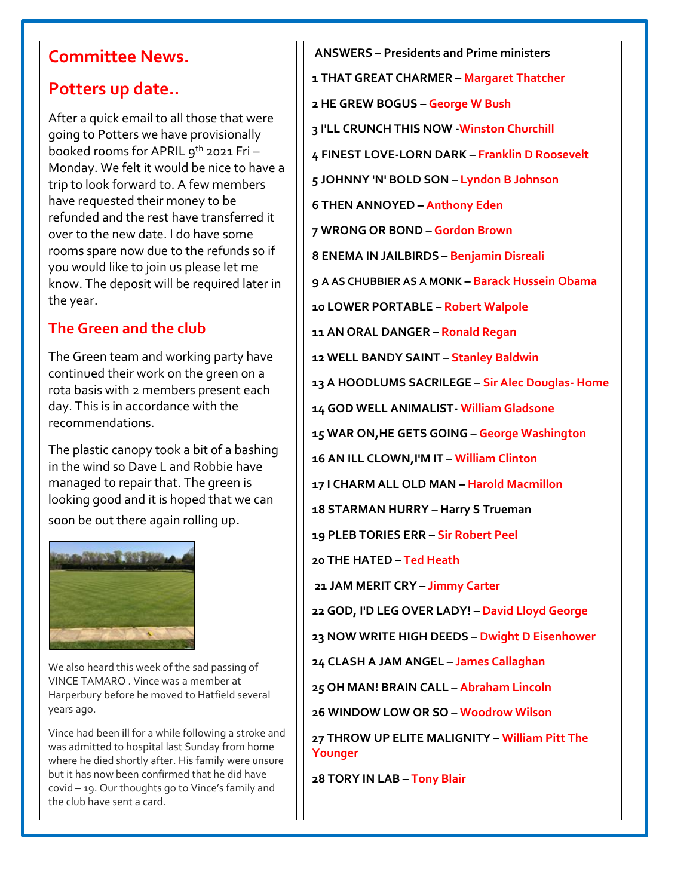## Committee News.

## Potters up date..

After a quick email to all those that were going to Potters we have provisionally booked rooms for APRIL 9th 2021 Fri – Monday. We felt it would be nice to have a trip to look forward to. A few members have requested their money to be refunded and the rest have transferred it over to the new date. I do have some rooms spare now due to the refunds so if you would like to join us please let me know. The deposit will be required later in the year.

### The Green and the club

The Green team and working party have continued their work on the green on a rota basis with 2 members present each day. This is in accordance with the recommendations.

The plastic canopy took a bit of a bashing in the wind so Dave L and Robbie have managed to repair that. The green is looking good and it is hoped that we can soon be out there again rolling up.

We also heard this week of the sad passing of VINCE TAMARO . Vince was a member at Harperbury before he moved to Hatfield several years ago.

Vince had been ill for a while following a stroke and was admitted to hospital last Sunday from home where he died shortly after. His family were unsure but it has now been confirmed that he did have covid – 19. Our thoughts go to Vince's family and the club have sent a card.

**ANSWERS – Presidents and Prime ministers**

**1 THAT GREAT CHARMER** – Margaret Thatcher

**2 HE GREW BOGUS** – George W Bush

**3 I'LL CRUNCH THIS NOW** -Winston Churchill

**4 FINEST LOVE-LORN DARK** – Franklin D Roosevelt

**5 JOHNNY 'N' BOLD SON** – Lyndon B Johnson

**6 THEN ANNOYED** – Anthony Eden

**7 WRONG OR BOND** – Gordon Brown

**8 ENEMA IN JAILBIRDS** – Benjamin Disreali

**9 A AS CHUBBIER AS A MONK** – Barack Hussein Obama

**10 LOWER PORTABLE** – Robert Walpole

**11 AN ORAL DANGER** – Ronald Regan

**12 WELL BANDY SAINT** – Stanley Baldwin

**13 A HOODLUMS SACRILEGE** – Sir Alec Douglas- Home

**14 GOD WELL ANIMALIST**- William Gladsone

**15 WAR ON,HE GETS GOING** – George Washington

**16 AN ILL CLOWN,I'M IT** – William Clinton

**17 I CHARM ALL OLD MAN** – Harold Macmillon

**18 STARMAN HURRY** – Harry S Trueman

**19 PLEB TORIES ERR** – Sir Robert Peel

**20 THE HATED** – Ted Heath

**21 JAM MERIT CRY** – Jimmy Carter

**22 GOD, I'D LEG OVER LADY!** – David Lloyd George

**23 NOW WRITE HIGH DEEDS** – Dwight D Eisenhower

**24 CLASH A JAM ANGEL** – James Callaghan

**25 OH MAN! BRAIN CALL** – Abraham Lincoln

**26 WINDOW LOW OR SO** – Woodrow Wilson

**27 THROW UP ELITE MALIGNITY** – William Pitt The Younger

**28 TORY IN LAB** – Tony Blair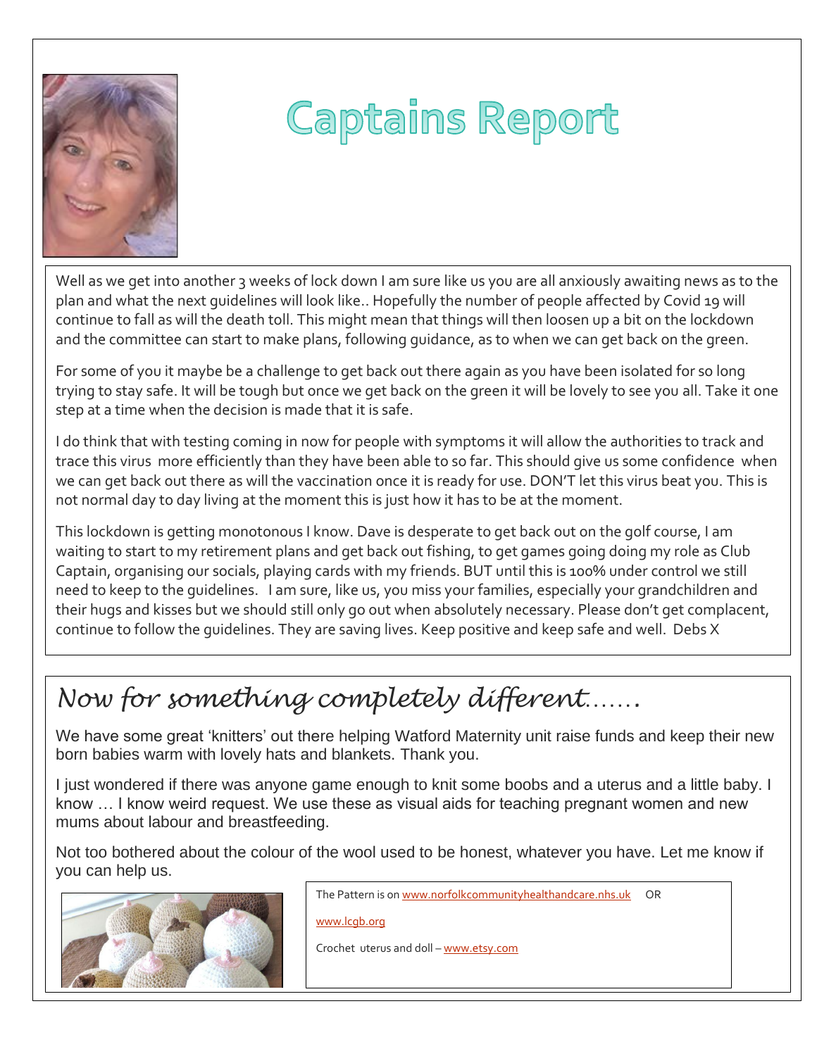# Captains Report

Well as we get into another 3 weeks of lock down I am sure like us you are all anxiously awaiting news as to the plan and what the next guidelines will look like.. Hopefully the number of people affected by Covid 19 will continue to fall as will the death toll. This might mean that things will then loosen up a bit on the lockdown and the committee can start to make plans, following guidance, as to when we can get back on the green.

For some of you it maybe be a challenge to get back out there again as you have been isolated for so long trying to stay safe. It will be tough but once we get back on the green it will be lovely to see you all. Take it one step at a time when the decision is made that it is safe.

I do think that with testing coming in now for people with symptoms it will allow the authorities to track and trace this virus more efficiently than they have been able to so far. This should give us some confidence when we can get back out there as will the vaccination once it is ready for use. DON'T let this virus beat you. This is not normal day to day living at the moment this is just how it has to be at the moment.

This lockdown is getting monotonous I know. Dave is desperate to get back out on the golf course, I am waiting to start to my retirement plans and get back out fishing, to get games going doing my role as Club Captain, organising our socials, playing cards with my friends. BUT until this is 100% under control we still need to keep to the guidelines. I am sure, like us, you miss your families, especially your grandchildren and their hugs and kisses but we should still only go out when absolutely necessary. Please don't get complacent, continue to follow the guidelines. They are saving lives. Keep positive and keep safe and well. Debs X

## *Now for something completely different…….*

We have some great 'knitters' out there helping Watford Maternity unit raise funds and keep their new born babies warm with lovely hats and blankets. Thank you.

I just wondered if there was anyone game enough to knit some boobs and a uterus and a little baby. I know … I know weird request. We use these as visual aids for teaching pregnant women and new mums about labour and breastfeeding.

Not too bothered about the colour of the wool used to be honest, whatever you have. Let me know if you can help us.

The Pattern is on www.norfolkcommunityhealthandcare.nhs.uk OR

www.lcgb.org

Crochet uterus and doll – www.etsy.com